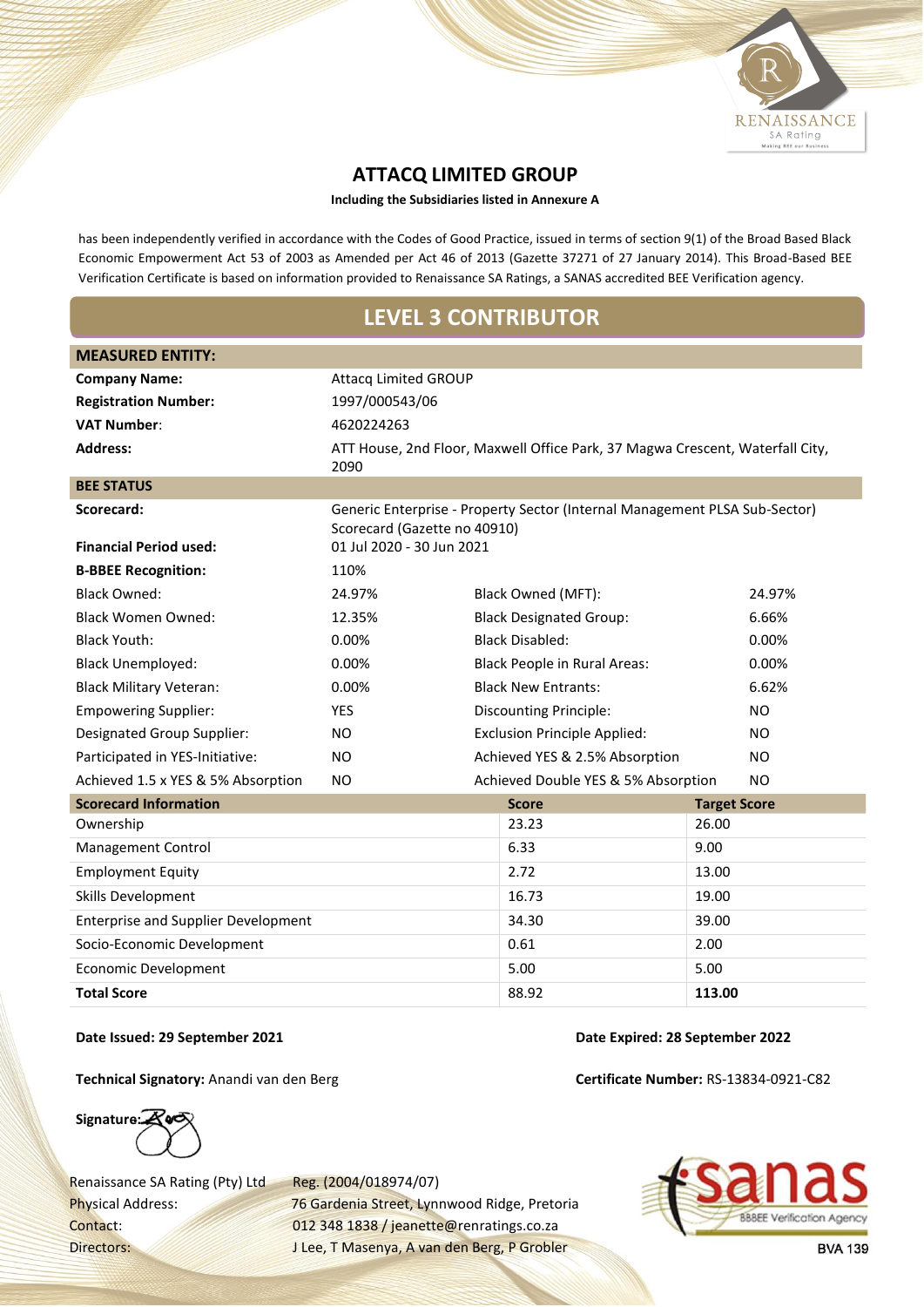RENAISSANCE
SA Rating
Making BEE our Business

# ATTACQ LIMITED GROUP

**Including the Subsidiaries listed in Annexure A**

has been independently verified in accordance with the Codes of Good Practice, issued in terms of section 9(1) of the Broad Based Black Economic Empowerment Act 53 of 2003 as Amended per Act 46 of 2013 (Gazette 37271 of 27 January 2014). This Broad-Based BEE Verification Certificate is based on information provided to Renaissance SA Ratings, a SANAS accredited BEE Verification agency.

## LEVEL 3 CONTRIBUTOR

| **MEASURED ENTITY:** | | | |
|---|---|---|---|
| **Company Name:** | Attacq Limited GROUP | | |
| **Registration Number:** | 1997/000543/06 | | |
| **VAT Number:** | 4620224263 | | |
| **Address:** | ATT House, 2nd Floor, Maxwell Office Park, 37 Magwa Crescent, Waterfall City, 2090 | | |
| **BEE STATUS** | | | |
| **Scorecard:** | Generic Enterprise - Property Sector (Internal Management PLSA Sub-Sector) Scorecard (Gazette no 40910) | | |
| **Financial Period used:** | 01 Jul 2020 - 30 Jun 2021 | | |
| **B-BBEE Recognition:** | 110% | | |
| Black Owned: | 24.97% | Black Owned (MFT): | 24.97% |
| Black Women Owned: | 12.35% | Black Designated Group: | 6.66% |
| Black Youth: | 0.00% | Black Disabled: | 0.00% |
| Black Unemployed: | 0.00% | Black People in Rural Areas: | 0.00% |
| Black Military Veteran: | 0.00% | Black New Entrants: | 6.62% |
| Empowering Supplier: | YES | Discounting Principle: | NO |
| Designated Group Supplier: | NO | Exclusion Principle Applied: | NO |
| Participated in YES-Initiative: | NO | Achieved YES & 2.5% Absorption | NO |
| Achieved 1.5 x YES & 5% Absorption | NO | Achieved Double YES & 5% Absorption | NO |

| **Scorecard Information** | **Score** | **Target Score** |
|---|---|---|
| Ownership | 23.23 | 26.00 |
| Management Control | 6.33 | 9.00 |
| Employment Equity | 2.72 | 13.00 |
| Skills Development | 16.73 | 19.00 |
| Enterprise and Supplier Development | 34.30 | 39.00 |
| Socio-Economic Development | 0.61 | 2.00 |
| Economic Development | 5.00 | 5.00 |
| **Total Score** | 88.92 | **113.00** |

**Date Issued: 29 September 2021**

**Date Expired: 28 September 2022**

**Technical Signatory:** Anandi van den Berg

**Certificate Number:** RS-13834-0921-C82

**Signature:**

Renaissance SA Rating (Pty) Ltd Reg. (2004/018974/07)
Physical Address: 76 Gardenia Street, Lynnwood Ridge, Pretoria
Contact: 012 348 1838 / jeanette@renratings.co.za
Directors: J Lee, T Masenya, A van den Berg, P Grobler

sanas
BBBEE Verification Agency
BVA 139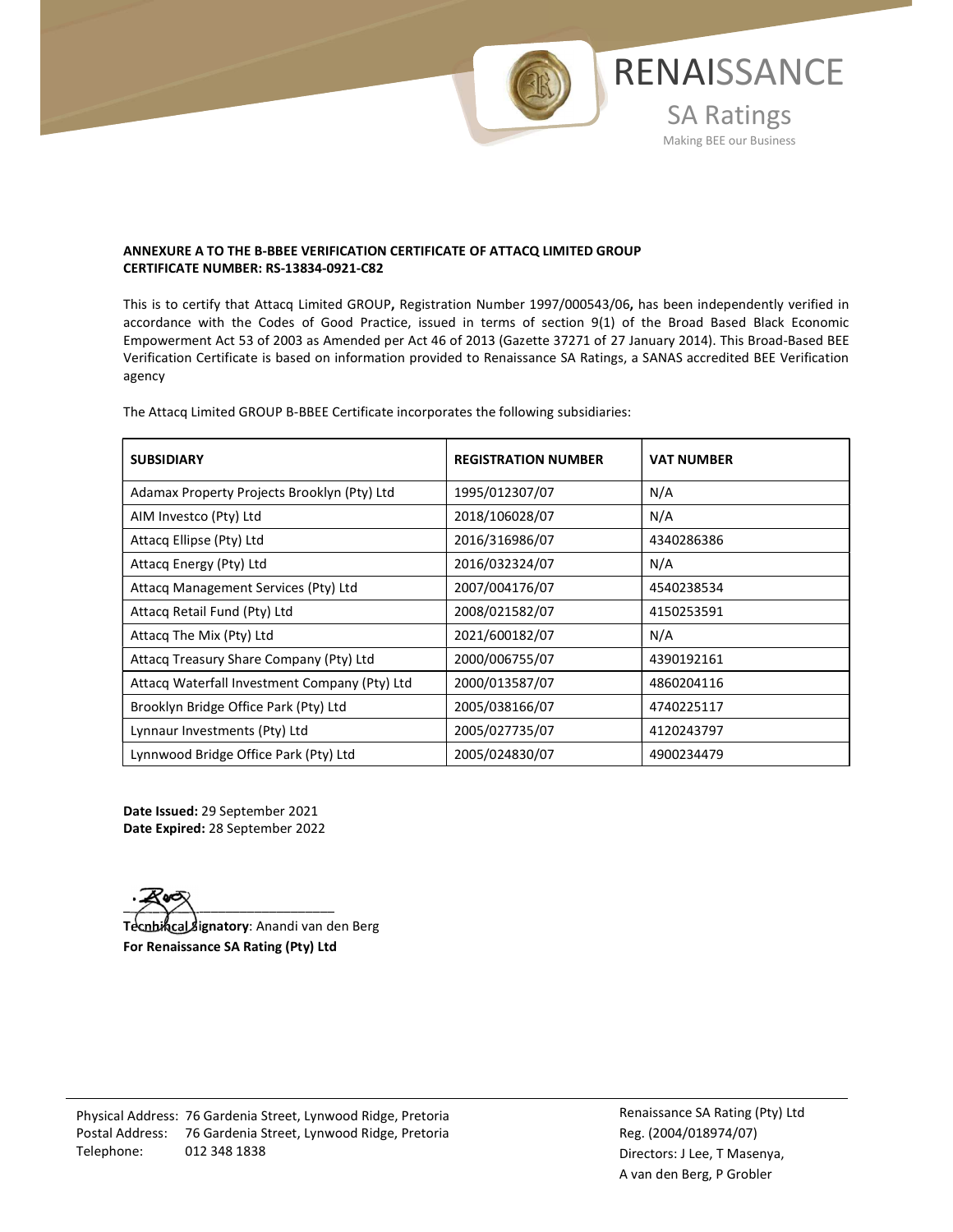RENAISSANCE
SA Ratings
Making BEE our Business

**ANNEXURE A TO THE B-BBEE VERIFICATION CERTIFICATE OF ATTACQ LIMITED GROUP**
**CERTIFICATE NUMBER: RS-13834-0921-C82**

This is to certify that Attacq Limited GROUP**,** Registration Number 1997/000543/06**,** has been independently verified in accordance with the Codes of Good Practice, issued in terms of section 9(1) of the Broad Based Black Economic Empowerment Act 53 of 2003 as Amended per Act 46 of 2013 (Gazette 37271 of 27 January 2014). This Broad-Based BEE Verification Certificate is based on information provided to Renaissance SA Ratings, a SANAS accredited BEE Verification agency

The Attacq Limited GROUP B-BBEE Certificate incorporates the following subsidiaries:

| SUBSIDIARY | REGISTRATION NUMBER | VAT NUMBER |
|---|---|---|
| Adamax Property Projects Brooklyn (Pty) Ltd | 1995/012307/07 | N/A |
| AIM Investco (Pty) Ltd | 2018/106028/07 | N/A |
| Attacq Ellipse (Pty) Ltd | 2016/316986/07 | 4340286386 |
| Attacq Energy (Pty) Ltd | 2016/032324/07 | N/A |
| Attacq Management Services (Pty) Ltd | 2007/004176/07 | 4540238534 |
| Attacq Retail Fund (Pty) Ltd | 2008/021582/07 | 4150253591 |
| Attacq The Mix (Pty) Ltd | 2021/600182/07 | N/A |
| Attacq Treasury Share Company (Pty) Ltd | 2000/006755/07 | 4390192161 |
| Attacq Waterfall Investment Company (Pty) Ltd | 2000/013587/07 | 4860204116 |
| Brooklyn Bridge Office Park (Pty) Ltd | 2005/038166/07 | 4740225117 |
| Lynnaur Investments (Pty) Ltd | 2005/027735/07 | 4120243797 |
| Lynnwood Bridge Office Park (Pty) Ltd | 2005/024830/07 | 4900234479 |

**Date Issued:** 29 September 2021
**Date Expired:** 28 September 2022

**Tecnhical Signatory**: Anandi van den Berg
**For Renaissance SA Rating (Pty) Ltd**

Physical Address: 76 Gardenia Street, Lynwood Ridge, Pretoria
Postal Address: 76 Gardenia Street, Lynwood Ridge, Pretoria
Telephone: 012 348 1838

Renaissance SA Rating (Pty) Ltd
Reg. (2004/018974/07)
Directors: J Lee, T Masenya,
A van den Berg, P Grobler